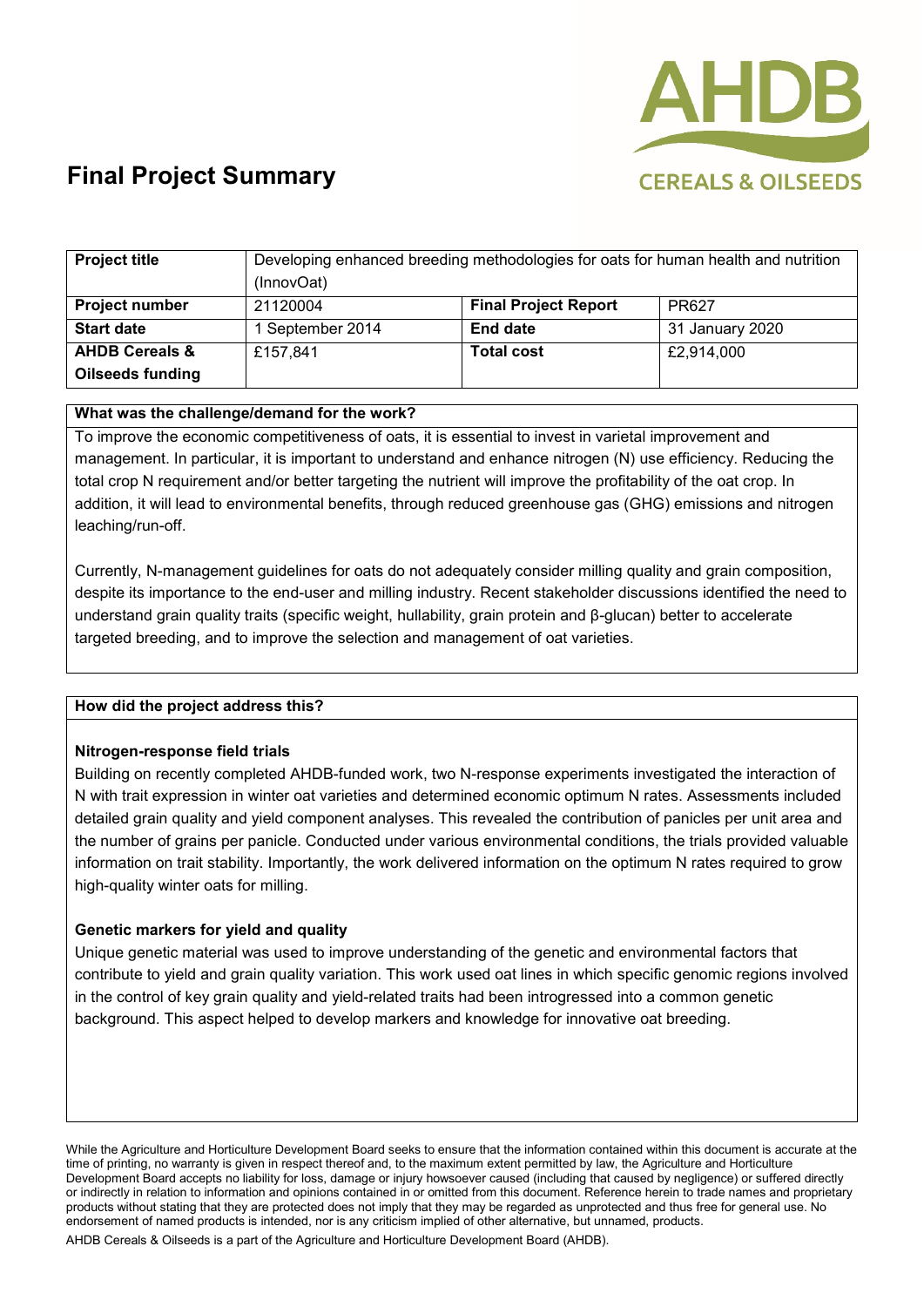# Final Project Summary

| Project title | Developing enhanced breeding methodologies for oats for human health and nutrition (InnovOat) | | |
|---|---|---|---|
| **Project number** | 21120004 | **Final Project Report** | PR627 |
| **Start date** | 1 September 2014 | **End date** | 31 January 2020 |
| **AHDB Cereals & Oilseeds funding** | £157,841 | **Total cost** | £2,914,000 |

## What was the challenge/demand for the work?

To improve the economic competitiveness of oats, it is essential to invest in varietal improvement and management. In particular, it is important to understand and enhance nitrogen (N) use efficiency. Reducing the total crop N requirement and/or better targeting the nutrient will improve the profitability of the oat crop. In addition, it will lead to environmental benefits, through reduced greenhouse gas (GHG) emissions and nitrogen leaching/run-off.

Currently, N-management guidelines for oats do not adequately consider milling quality and grain composition, despite its importance to the end-user and milling industry. Recent stakeholder discussions identified the need to understand grain quality traits (specific weight, hullability, grain protein and β-glucan) better to accelerate targeted breeding, and to improve the selection and management of oat varieties.

## How did the project address this?

### Nitrogen-response field trials

Building on recently completed AHDB-funded work, two N-response experiments investigated the interaction of N with trait expression in winter oat varieties and determined economic optimum N rates. Assessments included detailed grain quality and yield component analyses. This revealed the contribution of panicles per unit area and the number of grains per panicle. Conducted under various environmental conditions, the trials provided valuable information on trait stability. Importantly, the work delivered information on the optimum N rates required to grow high-quality winter oats for milling.

### Genetic markers for yield and quality

Unique genetic material was used to improve understanding of the genetic and environmental factors that contribute to yield and grain quality variation. This work used oat lines in which specific genomic regions involved in the control of key grain quality and yield-related traits had been introgressed into a common genetic background. This aspect helped to develop markers and knowledge for innovative oat breeding.

While the Agriculture and Horticulture Development Board seeks to ensure that the information contained within this document is accurate at the time of printing, no warranty is given in respect thereof and, to the maximum extent permitted by law, the Agriculture and Horticulture Development Board accepts no liability for loss, damage or injury howsoever caused (including that caused by negligence) or suffered directly or indirectly in relation to information and opinions contained in or omitted from this document. Reference herein to trade names and proprietary products without stating that they are protected does not imply that they may be regarded as unprotected and thus free for general use. No endorsement of named products is intended, nor is any criticism implied of other alternative, but unnamed, products.

AHDB Cereals & Oilseeds is a part of the Agriculture and Horticulture Development Board (AHDB).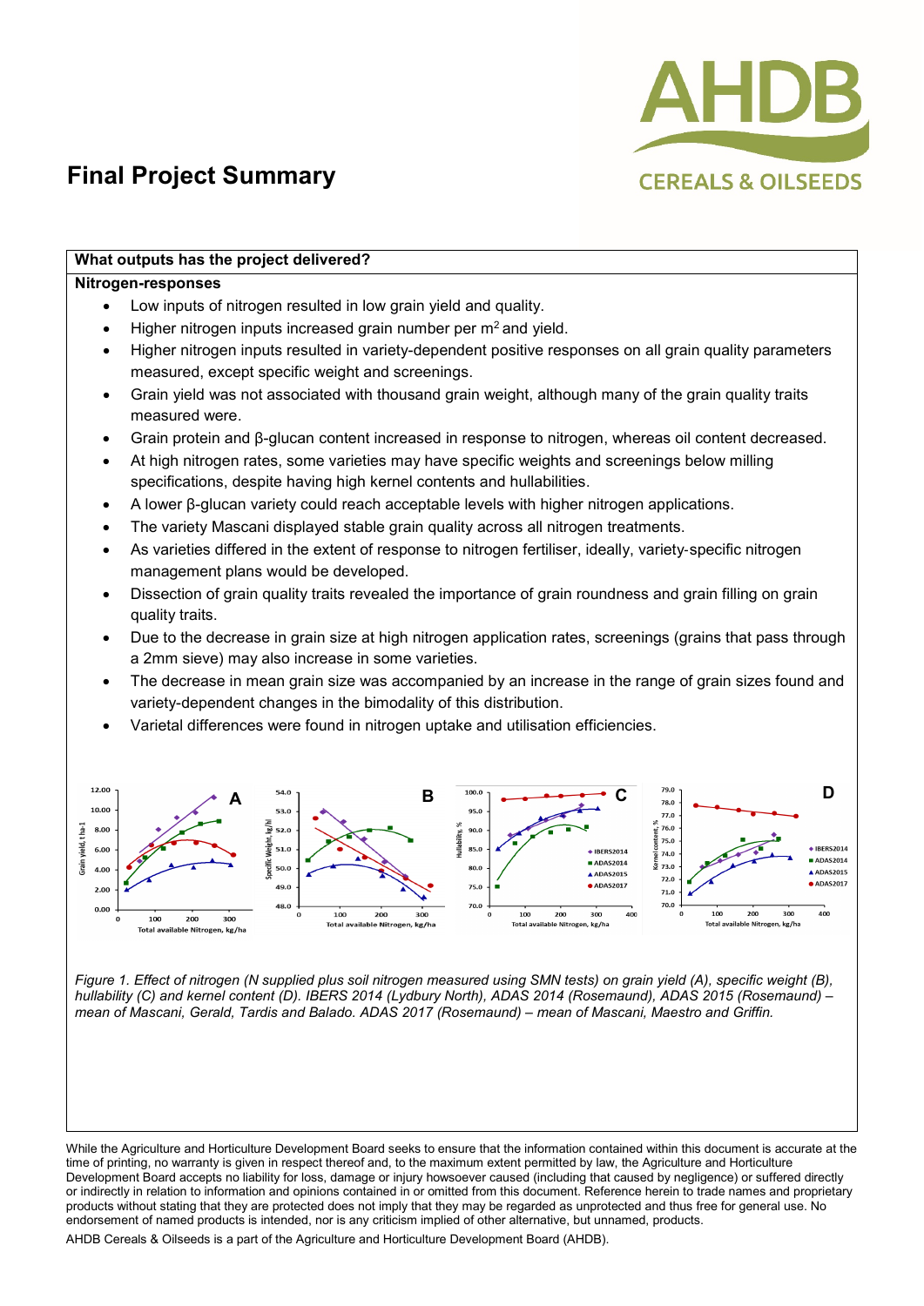# Final Project Summary

**What outputs has the project delivered?**

**Nitrogen-responses**

- Low inputs of nitrogen resulted in low grain yield and quality.
- Higher nitrogen inputs increased grain number per $m^2$ and yield.
- Higher nitrogen inputs resulted in variety-dependent positive responses on all grain quality parameters measured, except specific weight and screenings.
- Grain yield was not associated with thousand grain weight, although many of the grain quality traits measured were.
- Grain protein and β-glucan content increased in response to nitrogen, whereas oil content decreased.
- At high nitrogen rates, some varieties may have specific weights and screenings below milling specifications, despite having high kernel contents and hullabilities.
- A lower β-glucan variety could reach acceptable levels with higher nitrogen applications.
- The variety Mascani displayed stable grain quality across all nitrogen treatments.
- As varieties differed in the extent of response to nitrogen fertiliser, ideally, variety-specific nitrogen management plans would be developed.
- Dissection of grain quality traits revealed the importance of grain roundness and grain filling on grain quality traits.
- Due to the decrease in grain size at high nitrogen application rates, screenings (grains that pass through a 2mm sieve) may also increase in some varieties.
- The decrease in mean grain size was accompanied by an increase in the range of grain sizes found and variety-dependent changes in the bimodality of this distribution.
- Varietal differences were found in nitrogen uptake and utilisation efficiencies.

A
Grain yield, t ha-1
12.00
10.00
8.00
6.00
4.00
2.00
0.00
0 100 200 300
Total available Nitrogen, kg/ha

B
Specific Weight, kg/hl
54.0
53.0
52.0
51.0
50.0
49.0
48.0
0 100 200 300
Total available Nitrogen, kg/ha

C
Hullability, %
100.0
95.0
90.0
85.0
80.0
75.0
70.0
0 100 200 300 400
Total available Nitrogen, kg/ha
IBERS2014
ADAS2014
ADAS2015
ADAS2017

D
Kernel content, %
79.0
78.0
77.0
76.0
75.0
74.0
73.0
72.0
71.0
70.0
0 100 200 300 400
Total available Nitrogen, kg/ha
IBERS2014
ADAS2014
ADAS2015
ADAS2017

*Figure 1. Effect of nitrogen (N supplied plus soil nitrogen measured using SMN tests) on grain yield (A), specific weight (B), hullability (C) and kernel content (D). IBERS 2014 (Lydbury North), ADAS 2014 (Rosemaund), ADAS 2015 (Rosemaund) – mean of Mascani, Gerald, Tardis and Balado. ADAS 2017 (Rosemaund) – mean of Mascani, Maestro and Griffin.*

While the Agriculture and Horticulture Development Board seeks to ensure that the information contained within this document is accurate at the time of printing, no warranty is given in respect thereof and, to the maximum extent permitted by law, the Agriculture and Horticulture Development Board accepts no liability for loss, damage or injury howsoever caused (including that caused by negligence) or suffered directly or indirectly in relation to information and opinions contained in or omitted from this document. Reference herein to trade names and proprietary products without stating that they are protected does not imply that they may be regarded as unprotected and thus free for general use. No endorsement of named products is intended, nor is any criticism implied of other alternative, but unnamed, products.

AHDB Cereals & Oilseeds is a part of the Agriculture and Horticulture Development Board (AHDB).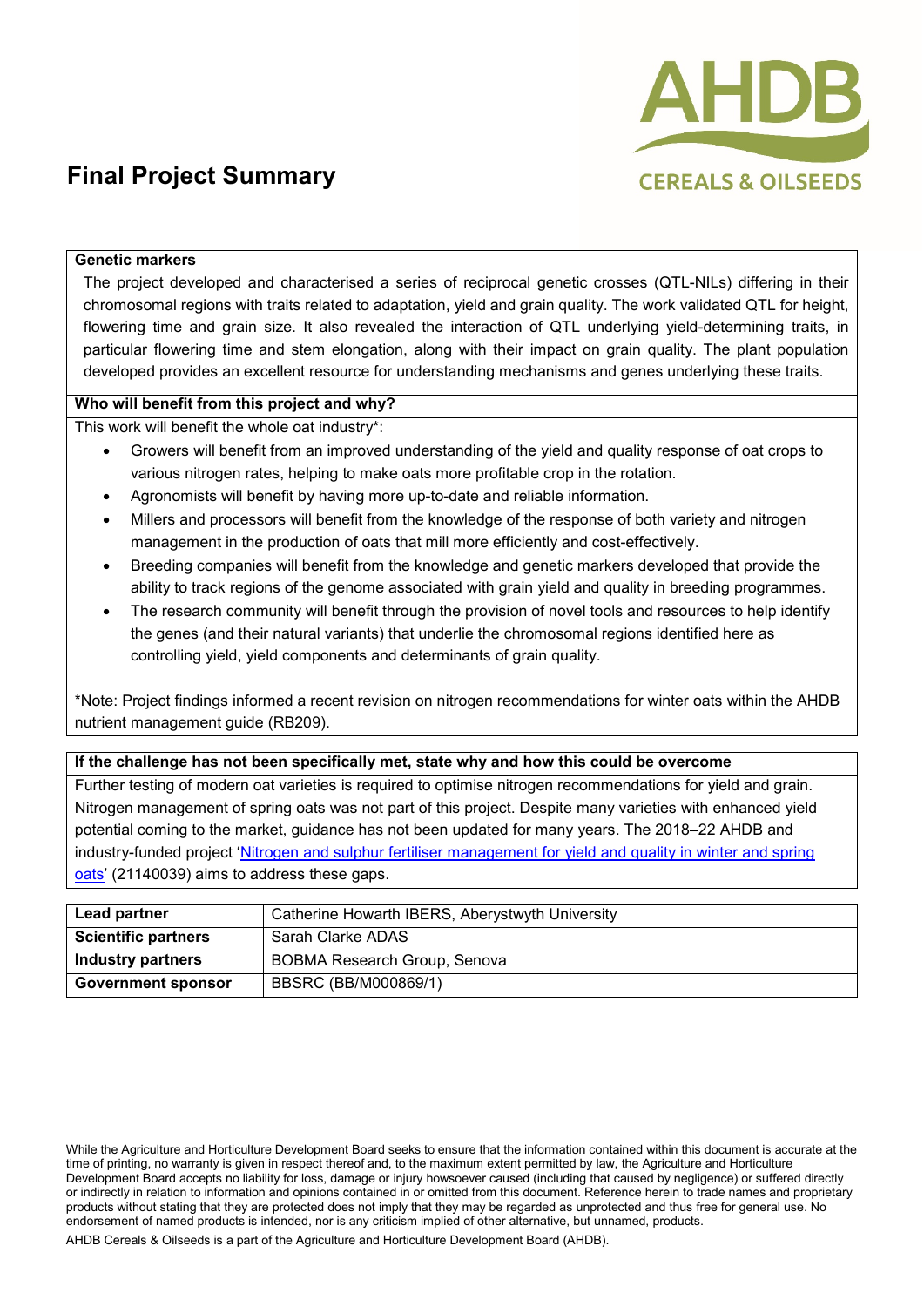# Final Project Summary

**Genetic markers**

The project developed and characterised a series of reciprocal genetic crosses (QTL-NILs) differing in their chromosomal regions with traits related to adaptation, yield and grain quality. The work validated QTL for height, flowering time and grain size. It also revealed the interaction of QTL underlying yield-determining traits, in particular flowering time and stem elongation, along with their impact on grain quality. The plant population developed provides an excellent resource for understanding mechanisms and genes underlying these traits.

**Who will benefit from this project and why?**

This work will benefit the whole oat industry*:

- Growers will benefit from an improved understanding of the yield and quality response of oat crops to various nitrogen rates, helping to make oats more profitable crop in the rotation.
- Agronomists will benefit by having more up-to-date and reliable information.
- Millers and processors will benefit from the knowledge of the response of both variety and nitrogen management in the production of oats that mill more efficiently and cost-effectively.
- Breeding companies will benefit from the knowledge and genetic markers developed that provide the ability to track regions of the genome associated with grain yield and quality in breeding programmes.
- The research community will benefit through the provision of novel tools and resources to help identify the genes (and their natural variants) that underlie the chromosomal regions identified here as controlling yield, yield components and determinants of grain quality.

*Note: Project findings informed a recent revision on nitrogen recommendations for winter oats within the AHDB nutrient management guide (RB209).

**If the challenge has not been specifically met, state why and how this could be overcome**

Further testing of modern oat varieties is required to optimise nitrogen recommendations for yield and grain. Nitrogen management of spring oats was not part of this project. Despite many varieties with enhanced yield potential coming to the market, guidance has not been updated for many years. The 2018–22 AHDB and industry-funded project 'Nitrogen and sulphur fertiliser management for yield and quality in winter and spring oats' (21140039) aims to address these gaps.

| | |
|---|---|
| **Lead partner** | Catherine Howarth IBERS, Aberystwyth University |
| **Scientific partners** | Sarah Clarke ADAS |
| **Industry partners** | BOBMA Research Group, Senova |
| **Government sponsor** | BBSRC (BB/M000869/1) |

While the Agriculture and Horticulture Development Board seeks to ensure that the information contained within this document is accurate at the time of printing, no warranty is given in respect thereof and, to the maximum extent permitted by law, the Agriculture and Horticulture Development Board accepts no liability for loss, damage or injury howsoever caused (including that caused by negligence) or suffered directly or indirectly in relation to information and opinions contained in or omitted from this document. Reference herein to trade names and proprietary products without stating that they are protected does not imply that they may be regarded as unprotected and thus free for general use. No endorsement of named products is intended, nor is any criticism implied of other alternative, but unnamed, products.

AHDB Cereals & Oilseeds is a part of the Agriculture and Horticulture Development Board (AHDB).